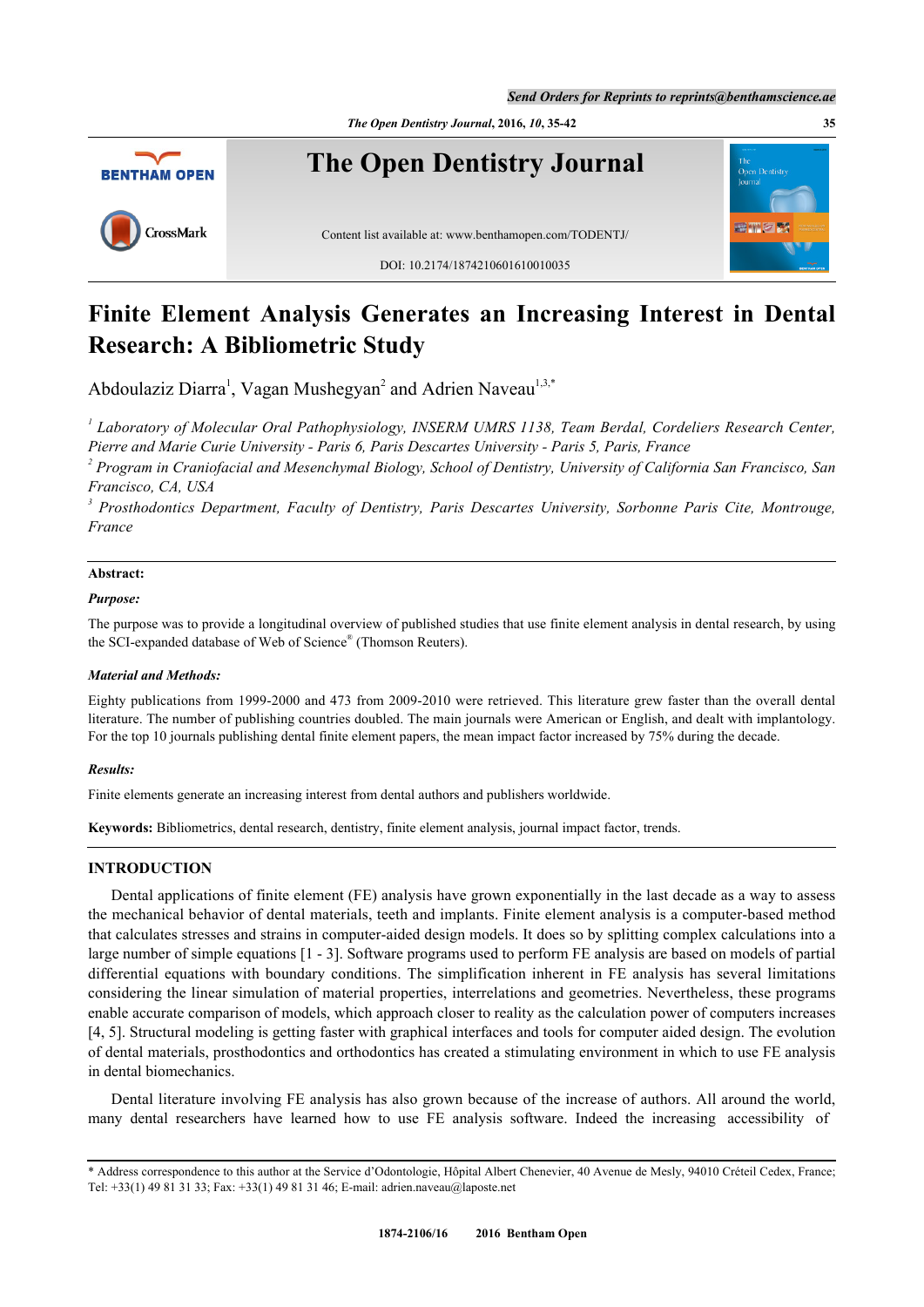# Finite Element Analysis Generates an Increasing Interest in Dental Research: A Bibliometric Study

Abdoulaziz Diarra[1], Vagan Mushegyan[2] and Adrien Naveau[1,3,*]

[1] *Laboratory of Molecular Oral Pathophysiology, INSERM UMRS 1138, Team Berdal, Cordeliers Research Center, Pierre and Marie Curie University - Paris 6, Paris Descartes University - Paris 5, Paris, France*

[2] *Program in Craniofacial and Mesenchymal Biology, School of Dentistry, University of California San Francisco, San Francisco, CA, USA*

[3] *Prosthodontics Department, Faculty of Dentistry, Paris Descartes University, Sorbonne Paris Cite, Montrouge, France*

**Abstract:**

***Purpose:***

The purpose was to provide a longitudinal overview of published studies that use finite element analysis in dental research, by using the SCI-expanded database of Web of Science® (Thomson Reuters).

***Material and Methods:***

Eighty publications from 1999-2000 and 473 from 2009-2010 were retrieved. This literature grew faster than the overall dental literature. The number of publishing countries doubled. The main journals were American or English, and dealt with implantology. For the top 10 journals publishing dental finite element papers, the mean impact factor increased by 75% during the decade.

***Results:***

Finite elements generate an increasing interest from dental authors and publishers worldwide.

**Keywords:** Bibliometrics, dental research, dentistry, finite element analysis, journal impact factor, trends.

## INTRODUCTION

Dental applications of finite element (FE) analysis have grown exponentially in the last decade as a way to assess the mechanical behavior of dental materials, teeth and implants. Finite element analysis is a computer-based method that calculates stresses and strains in computer-aided design models. It does so by splitting complex calculations into a large number of simple equations [1 - 3]. Software programs used to perform FE analysis are based on models of partial differential equations with boundary conditions. The simplification inherent in FE analysis has several limitations considering the linear simulation of material properties, interrelations and geometries. Nevertheless, these programs enable accurate comparison of models, which approach closer to reality as the calculation power of computers increases [4, 5]. Structural modeling is getting faster with graphical interfaces and tools for computer aided design. The evolution of dental materials, prosthodontics and orthodontics has created a stimulating environment in which to use FE analysis in dental biomechanics.

Dental literature involving FE analysis has also grown because of the increase of authors. All around the world, many dental researchers have learned how to use FE analysis software. Indeed the increasing accessibility of

\* Address correspondence to this author at the Service d'Odontologie, Hôpital Albert Chenevier, 40 Avenue de Mesly, 94010 Créteil Cedex, France; Tel: +33(1) 49 81 31 33; Fax: +33(1) 49 81 31 46; E-mail: adrien.naveau@laposte.net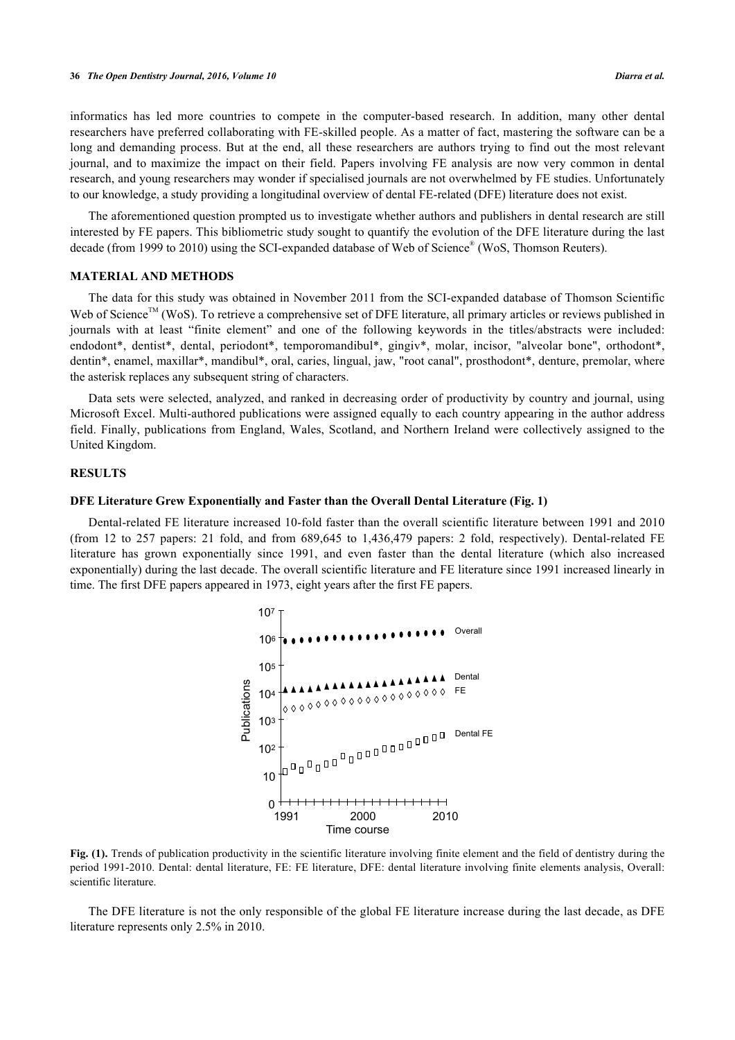informatics has led more countries to compete in the computer-based research. In addition, many other dental researchers have preferred collaborating with FE-skilled people. As a matter of fact, mastering the software can be a long and demanding process. But at the end, all these researchers are authors trying to find out the most relevant journal, and to maximize the impact on their field. Papers involving FE analysis are now very common in dental research, and young researchers may wonder if specialised journals are not overwhelmed by FE studies. Unfortunately to our knowledge, a study providing a longitudinal overview of dental FE-related (DFE) literature does not exist.

The aforementioned question prompted us to investigate whether authors and publishers in dental research are still interested by FE papers. This bibliometric study sought to quantify the evolution of the DFE literature during the last decade (from 1999 to 2010) using the SCI-expanded database of Web of Science® (WoS, Thomson Reuters).

## MATERIAL AND METHODS

The data for this study was obtained in November 2011 from the SCI-expanded database of Thomson Scientific Web of Science™ (WoS). To retrieve a comprehensive set of DFE literature, all primary articles or reviews published in journals with at least "finite element" and one of the following keywords in the titles/abstracts were included: endodont*, dentist*, dental, periodont*, temporomandibul*, gingiv*, molar, incisor, "alveolar bone", orthodont*, dentin*, enamel, maxillar*, mandibul*, oral, caries, lingual, jaw, "root canal", prosthodont*, denture, premolar, where the asterisk replaces any subsequent string of characters.

Data sets were selected, analyzed, and ranked in decreasing order of productivity by country and journal, using Microsoft Excel. Multi-authored publications were assigned equally to each country appearing in the author address field. Finally, publications from England, Wales, Scotland, and Northern Ireland were collectively assigned to the United Kingdom.

## RESULTS

### DFE Literature Grew Exponentially and Faster than the Overall Dental Literature (Fig. 1)

Dental-related FE literature increased 10-fold faster than the overall scientific literature between 1991 and 2010 (from 12 to 257 papers: 21 fold, and from 689,645 to 1,436,479 papers: 2 fold, respectively). Dental-related FE literature has grown exponentially since 1991, and even faster than the dental literature (which also increased exponentially) during the last decade. The overall scientific literature and FE literature since 1991 increased linearly in time. The first DFE papers appeared in 1973, eight years after the first FE papers.

**Fig. (1).** Trends of publication productivity in the scientific literature involving finite element and the field of dentistry during the period 1991-2010. Dental: dental literature, FE: FE literature, DFE: dental literature involving finite elements analysis, Overall: scientific literature.

The DFE literature is not the only responsible of the global FE literature increase during the last decade, as DFE literature represents only 2.5% in 2010.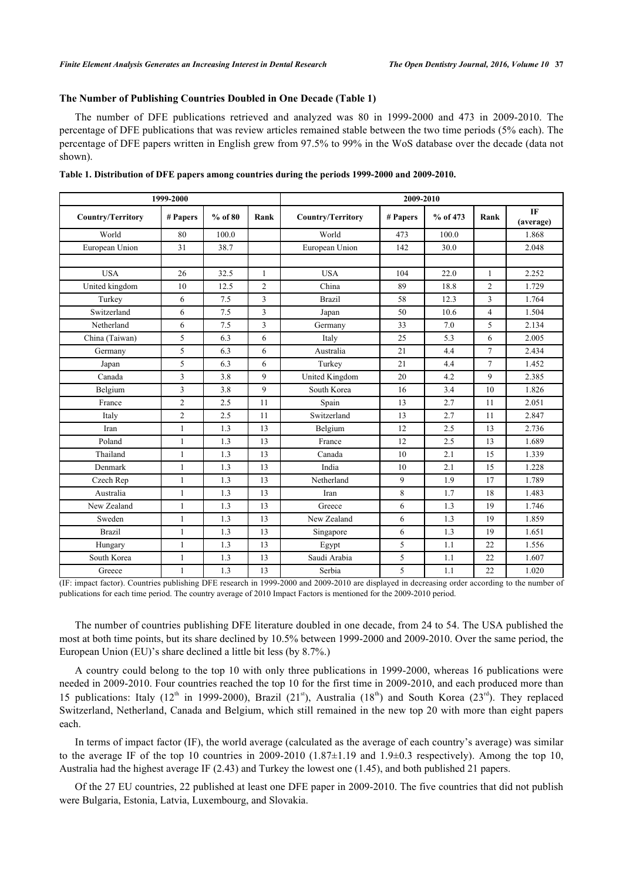### The Number of Publishing Countries Doubled in One Decade (Table 1)

The number of DFE publications retrieved and analyzed was 80 in 1999-2000 and 473 in 2009-2010. The percentage of DFE publications that was review articles remained stable between the two time periods (5% each). The percentage of DFE papers written in English grew from 97.5% to 99% in the WoS database over the decade (data not shown).

**Table 1. Distribution of DFE papers among countries during the periods 1999-2000 and 2009-2010.**

| 1999-2000 | | | | 2009-2010 | | | | |
|---|---|---|---|---|---|---|---|---|
| Country/Territory | # Papers | % of 80 | Rank | Country/Territory | # Papers | % of 473 | Rank | IF (average) |
| World | 80 | 100.0 | | World | 473 | 100.0 | | 1.868 |
| European Union | 31 | 38.7 | | European Union | 142 | 30.0 | | 2.048 |
| | | | | | | | | |
| USA | 26 | 32.5 | 1 | USA | 104 | 22.0 | 1 | 2.252 |
| United kingdom | 10 | 12.5 | 2 | China | 89 | 18.8 | 2 | 1.729 |
| Turkey | 6 | 7.5 | 3 | Brazil | 58 | 12.3 | 3 | 1.764 |
| Switzerland | 6 | 7.5 | 3 | Japan | 50 | 10.6 | 4 | 1.504 |
| Netherland | 6 | 7.5 | 3 | Germany | 33 | 7.0 | 5 | 2.134 |
| China (Taiwan) | 5 | 6.3 | 6 | Italy | 25 | 5.3 | 6 | 2.005 |
| Germany | 5 | 6.3 | 6 | Australia | 21 | 4.4 | 7 | 2.434 |
| Japan | 5 | 6.3 | 6 | Turkey | 21 | 4.4 | 7 | 1.452 |
| Canada | 3 | 3.8 | 9 | United Kingdom | 20 | 4.2 | 9 | 2.385 |
| Belgium | 3 | 3.8 | 9 | South Korea | 16 | 3.4 | 10 | 1.826 |
| France | 2 | 2.5 | 11 | Spain | 13 | 2.7 | 11 | 2.051 |
| Italy | 2 | 2.5 | 11 | Switzerland | 13 | 2.7 | 11 | 2.847 |
| Iran | 1 | 1.3 | 13 | Belgium | 12 | 2.5 | 13 | 2.736 |
| Poland | 1 | 1.3 | 13 | France | 12 | 2.5 | 13 | 1.689 |
| Thailand | 1 | 1.3 | 13 | Canada | 10 | 2.1 | 15 | 1.339 |
| Denmark | 1 | 1.3 | 13 | India | 10 | 2.1 | 15 | 1.228 |
| Czech Rep | 1 | 1.3 | 13 | Netherland | 9 | 1.9 | 17 | 1.789 |
| Australia | 1 | 1.3 | 13 | Iran | 8 | 1.7 | 18 | 1.483 |
| New Zealand | 1 | 1.3 | 13 | Greece | 6 | 1.3 | 19 | 1.746 |
| Sweden | 1 | 1.3 | 13 | New Zealand | 6 | 1.3 | 19 | 1.859 |
| Brazil | 1 | 1.3 | 13 | Singapore | 6 | 1.3 | 19 | 1.651 |
| Hungary | 1 | 1.3 | 13 | Egypt | 5 | 1.1 | 22 | 1.556 |
| South Korea | 1 | 1.3 | 13 | Saudi Arabia | 5 | 1.1 | 22 | 1.607 |
| Greece | 1 | 1.3 | 13 | Serbia | 5 | 1.1 | 22 | 1.020 |

(IF: impact factor). Countries publishing DFE research in 1999-2000 and 2009-2010 are displayed in decreasing order according to the number of publications for each time period. The country average of 2010 Impact Factors is mentioned for the 2009-2010 period.

The number of countries publishing DFE literature doubled in one decade, from 24 to 54. The USA published the most at both time points, but its share declined by 10.5% between 1999-2000 and 2009-2010. Over the same period, the European Union (EU)'s share declined a little bit less (by 8.7%.)

A country could belong to the top 10 with only three publications in 1999-2000, whereas 16 publications were needed in 2009-2010. Four countries reached the top 10 for the first time in 2009-2010, and each produced more than 15 publications: Italy (12th in 1999-2000), Brazil (21st), Australia (18th) and South Korea (23rd). They replaced Switzerland, Netherland, Canada and Belgium, which still remained in the new top 20 with more than eight papers each.

In terms of impact factor (IF), the world average (calculated as the average of each country's average) was similar to the average IF of the top 10 countries in 2009-2010 ($1.87 \pm 1.19$ and $1.9 \pm 0.3$ respectively). Among the top 10, Australia had the highest average IF (2.43) and Turkey the lowest one (1.45), and both published 21 papers.

Of the 27 EU countries, 22 published at least one DFE paper in 2009-2010. The five countries that did not publish were Bulgaria, Estonia, Latvia, Luxembourg, and Slovakia.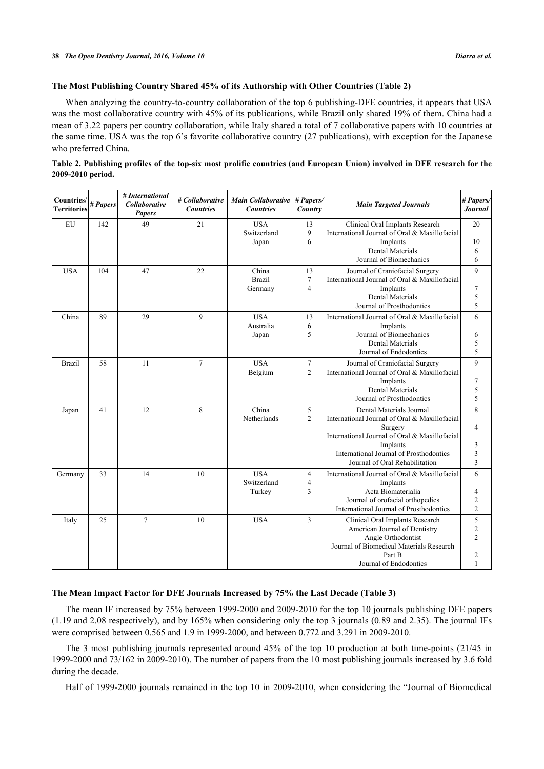### The Most Publishing Country Shared 45% of its Authorship with Other Countries (Table 2)

When analyzing the country-to-country collaboration of the top 6 publishing-DFE countries, it appears that USA was the most collaborative country with 45% of its publications, while Brazil only shared 19% of them. China had a mean of 3.22 papers per country collaboration, while Italy shared a total of 7 collaborative papers with 10 countries at the same time. USA was the top 6's favorite collaborative country (27 publications), with exception for the Japanese who preferred China.

**Table 2. Publishing profiles of the top-six most prolific countries (and European Union) involved in DFE research for the 2009-2010 period.**

| Countries/ Territories | # Papers | # International Collaborative Papers | # Collaborative Countries | Main Collaborative Countries | # Papers/ Country | Main Targeted Journals | # Papers/ Journal |
|---|---|---|---|---|---|---|---|
| EU | 142 | 49 | 21 | USA<br>Switzerland<br>Japan | 13<br>9<br>6 | Clinical Oral Implants Research<br>International Journal of Oral & Maxillofacial Implants<br>Dental Materials<br>Journal of Biomechanics | 20<br>10<br>6<br>6 |
| USA | 104 | 47 | 22 | China<br>Brazil<br>Germany | 13<br>7<br>4 | Journal of Craniofacial Surgery<br>International Journal of Oral & Maxillofacial Implants<br>Dental Materials<br>Journal of Prosthodontics | 9<br>7<br>5<br>5 |
| China | 89 | 29 | 9 | USA<br>Australia<br>Japan | 13<br>6<br>5 | International Journal of Oral & Maxillofacial Implants<br>Journal of Biomechanics<br>Dental Materials<br>Journal of Endodontics | 6<br>6<br>5<br>5 |
| Brazil | 58 | 11 | 7 | USA<br>Belgium | 7<br>2 | Journal of Craniofacial Surgery<br>International Journal of Oral & Maxillofacial Implants<br>Dental Materials<br>Journal of Prosthodontics | 9<br>7<br>5<br>5 |
| Japan | 41 | 12 | 8 | China<br>Netherlands | 5<br>2 | Dental Materials Journal<br>International Journal of Oral & Maxillofacial Surgery<br>International Journal of Oral & Maxillofacial Implants<br>International Journal of Prosthodontics<br>Journal of Oral Rehabilitation | 8<br>4<br>3<br>3<br>3 |
| Germany | 33 | 14 | 10 | USA<br>Switzerland<br>Turkey | 4<br>4<br>3 | International Journal of Oral & Maxillofacial Implants<br>Acta Biomaterialia<br>Journal of orofacial orthopedics<br>International Journal of Prosthodontics | 6<br>4<br>2<br>2 |
| Italy | 25 | 7 | 10 | USA | 3 | Clinical Oral Implants Research<br>American Journal of Dentistry<br>Angle Orthodontist<br>Journal of Biomedical Materials Research Part B<br>Journal of Endodontics | 5<br>2<br>2<br>2<br>1 |

### The Mean Impact Factor for DFE Journals Increased by 75% the Last Decade (Table 3)

The mean IF increased by 75% between 1999-2000 and 2009-2010 for the top 10 journals publishing DFE papers (1.19 and 2.08 respectively), and by 165% when considering only the top 3 journals (0.89 and 2.35). The journal IFs were comprised between 0.565 and 1.9 in 1999-2000, and between 0.772 and 3.291 in 2009-2010.

The 3 most publishing journals represented around 45% of the top 10 production at both time-points (21/45 in 1999-2000 and 73/162 in 2009-2010). The number of papers from the 10 most publishing journals increased by 3.6 fold during the decade.

Half of 1999-2000 journals remained in the top 10 in 2009-2010, when considering the "Journal of Biomedical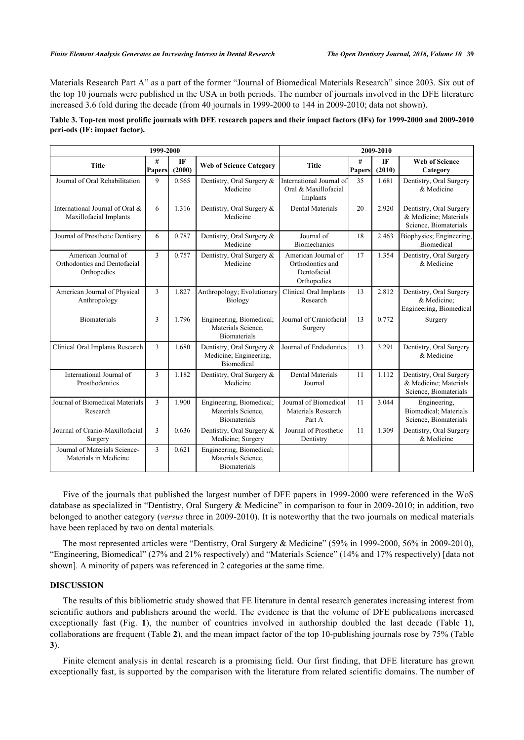Materials Research Part A" as a part of the former "Journal of Biomedical Materials Research" since 2003. Six out of the top 10 journals were published in the USA in both periods. The number of journals involved in the DFE literature increased 3.6 fold during the decade (from 40 journals in 1999-2000 to 144 in 2009-2010; data not shown).

**Table 3. Top-ten most prolific journals with DFE research papers and their impact factors (IFs) for 1999-2000 and 2009-2010 peri-ods (IF: impact factor).**

| 1999-2000 | | | | 2009-2010 | | | |
|---|---|---|---|---|---|---|---|
| **Title** | **# Papers** | **IF (2000)** | **Web of Science Category** | **Title** | **# Papers** | **IF (2010)** | **Web of Science Category** |
| Journal of Oral Rehabilitation | 9 | 0.565 | Dentistry, Oral Surgery & Medicine | International Journal of Oral & Maxillofacial Implants | 35 | 1.681 | Dentistry, Oral Surgery & Medicine |
| International Journal of Oral & Maxillofacial Implants | 6 | 1.316 | Dentistry, Oral Surgery & Medicine | Dental Materials | 20 | 2.920 | Dentistry, Oral Surgery & Medicine; Materials Science, Biomaterials |
| Journal of Prosthetic Dentistry | 6 | 0.787 | Dentistry, Oral Surgery & Medicine | Journal of Biomechanics | 18 | 2.463 | Biophysics; Engineering, Biomedical |
| American Journal of Orthodontics and Dentofacial Orthopedics | 3 | 0.757 | Dentistry, Oral Surgery & Medicine | American Journal of Orthodontics and Dentofacial Orthopedics | 17 | 1.354 | Dentistry, Oral Surgery & Medicine |
| American Journal of Physical Anthropology | 3 | 1.827 | Anthropology; Evolutionary Biology | Clinical Oral Implants Research | 13 | 2.812 | Dentistry, Oral Surgery & Medicine; Engineering, Biomedical |
| Biomaterials | 3 | 1.796 | Engineering, Biomedical; Materials Science, Biomaterials | Journal of Craniofacial Surgery | 13 | 0.772 | Surgery |
| Clinical Oral Implants Research | 3 | 1.680 | Dentistry, Oral Surgery & Medicine; Engineering, Biomedical | Journal of Endodontics | 13 | 3.291 | Dentistry, Oral Surgery & Medicine |
| International Journal of Prosthodontics | 3 | 1.182 | Dentistry, Oral Surgery & Medicine | Dental Materials Journal | 11 | 1.112 | Dentistry, Oral Surgery & Medicine; Materials Science, Biomaterials |
| Journal of Biomedical Materials Research | 3 | 1.900 | Engineering, Biomedical; Materials Science, Biomaterials | Journal of Biomedical Materials Research Part A | 11 | 3.044 | Engineering, Biomedical; Materials Science, Biomaterials |
| Journal of Cranio-Maxillofacial Surgery | 3 | 0.636 | Dentistry, Oral Surgery & Medicine; Surgery | Journal of Prosthetic Dentistry | 11 | 1.309 | Dentistry, Oral Surgery & Medicine |
| Journal of Materials Science-Materials in Medicine | 3 | 0.621 | Engineering, Biomedical; Materials Science, Biomaterials | | | | |

Five of the journals that published the largest number of DFE papers in 1999-2000 were referenced in the WoS database as specialized in "Dentistry, Oral Surgery & Medicine" in comparison to four in 2009-2010; in addition, two belonged to another category (*versus* three in 2009-2010). It is noteworthy that the two journals on medical materials have been replaced by two on dental materials.

The most represented articles were "Dentistry, Oral Surgery & Medicine" (59% in 1999-2000, 56% in 2009-2010), "Engineering, Biomedical" (27% and 21% respectively) and "Materials Science" (14% and 17% respectively) [data not shown]. A minority of papers was referenced in 2 categories at the same time.

## DISCUSSION

The results of this bibliometric study showed that FE literature in dental research generates increasing interest from scientific authors and publishers around the world. The evidence is that the volume of DFE publications increased exceptionally fast (Fig. **1**), the number of countries involved in authorship doubled the last decade (Table **1**), collaborations are frequent (Table **2**), and the mean impact factor of the top 10-publishing journals rose by 75% (Table **3**).

Finite element analysis in dental research is a promising field. Our first finding, that DFE literature has grown exceptionally fast, is supported by the comparison with the literature from related scientific domains. The number of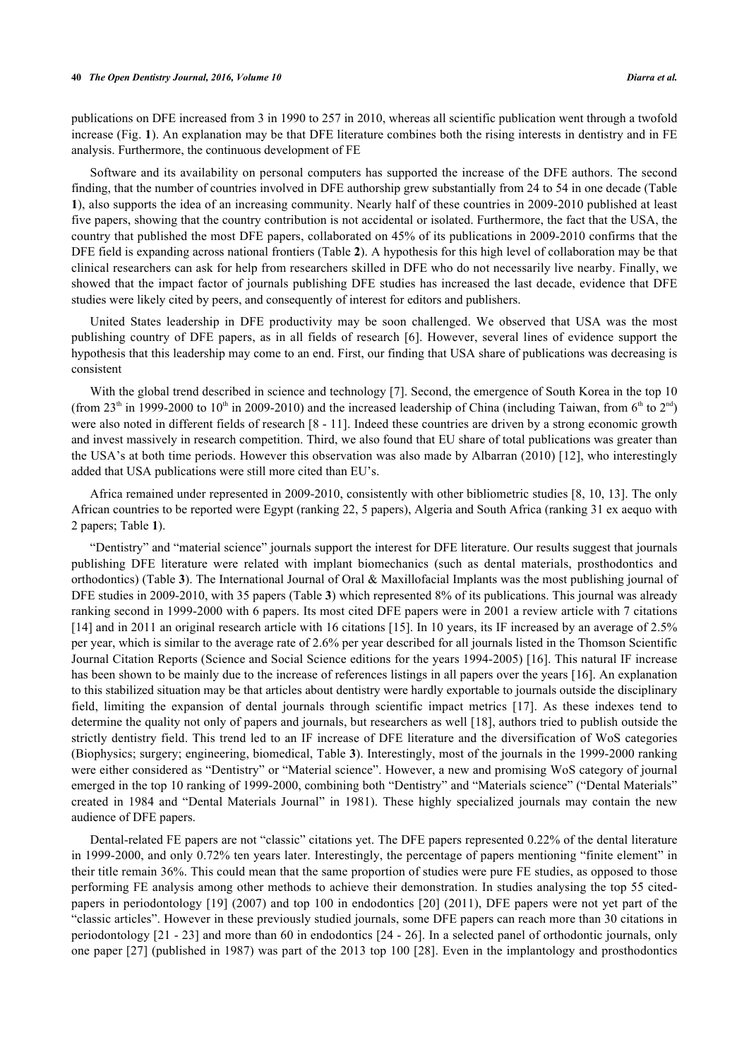publications on DFE increased from 3 in 1990 to 257 in 2010, whereas all scientific publication went through a twofold increase (Fig. **1**). An explanation may be that DFE literature combines both the rising interests in dentistry and in FE analysis. Furthermore, the continuous development of FE

Software and its availability on personal computers has supported the increase of the DFE authors. The second finding, that the number of countries involved in DFE authorship grew substantially from 24 to 54 in one decade (Table **1**), also supports the idea of an increasing community. Nearly half of these countries in 2009-2010 published at least five papers, showing that the country contribution is not accidental or isolated. Furthermore, the fact that the USA, the country that published the most DFE papers, collaborated on 45% of its publications in 2009-2010 confirms that the DFE field is expanding across national frontiers (Table **2**). A hypothesis for this high level of collaboration may be that clinical researchers can ask for help from researchers skilled in DFE who do not necessarily live nearby. Finally, we showed that the impact factor of journals publishing DFE studies has increased the last decade, evidence that DFE studies were likely cited by peers, and consequently of interest for editors and publishers.

United States leadership in DFE productivity may be soon challenged. We observed that USA was the most publishing country of DFE papers, as in all fields of research [6]. However, several lines of evidence support the hypothesis that this leadership may come to an end. First, our finding that USA share of publications was decreasing is consistent

With the global trend described in science and technology [7]. Second, the emergence of South Korea in the top 10 (from 23th in 1999-2000 to 10th in 2009-2010) and the increased leadership of China (including Taiwan, from 6th to 2nd) were also noted in different fields of research [8 - 11]. Indeed these countries are driven by a strong economic growth and invest massively in research competition. Third, we also found that EU share of total publications was greater than the USA's at both time periods. However this observation was also made by Albarran (2010) [12], who interestingly added that USA publications were still more cited than EU's.

Africa remained under represented in 2009-2010, consistently with other bibliometric studies [8, 10, 13]. The only African countries to be reported were Egypt (ranking 22, 5 papers), Algeria and South Africa (ranking 31 ex aequo with 2 papers; Table **1**).

"Dentistry" and "material science" journals support the interest for DFE literature. Our results suggest that journals publishing DFE literature were related with implant biomechanics (such as dental materials, prosthodontics and orthodontics) (Table **3**). The International Journal of Oral & Maxillofacial Implants was the most publishing journal of DFE studies in 2009-2010, with 35 papers (Table **3**) which represented 8% of its publications. This journal was already ranking second in 1999-2000 with 6 papers. Its most cited DFE papers were in 2001 a review article with 7 citations [14] and in 2011 an original research article with 16 citations [15]. In 10 years, its IF increased by an average of 2.5% per year, which is similar to the average rate of 2.6% per year described for all journals listed in the Thomson Scientific Journal Citation Reports (Science and Social Science editions for the years 1994-2005) [16]. This natural IF increase has been shown to be mainly due to the increase of references listings in all papers over the years [16]. An explanation to this stabilized situation may be that articles about dentistry were hardly exportable to journals outside the disciplinary field, limiting the expansion of dental journals through scientific impact metrics [17]. As these indexes tend to determine the quality not only of papers and journals, but researchers as well [18], authors tried to publish outside the strictly dentistry field. This trend led to an IF increase of DFE literature and the diversification of WoS categories (Biophysics; surgery; engineering, biomedical, Table **3**). Interestingly, most of the journals in the 1999-2000 ranking were either considered as "Dentistry" or "Material science". However, a new and promising WoS category of journal emerged in the top 10 ranking of 1999-2000, combining both "Dentistry" and "Materials science" ("Dental Materials" created in 1984 and "Dental Materials Journal" in 1981). These highly specialized journals may contain the new audience of DFE papers.

Dental-related FE papers are not "classic" citations yet. The DFE papers represented 0.22% of the dental literature in 1999-2000, and only 0.72% ten years later. Interestingly, the percentage of papers mentioning "finite element" in their title remain 36%. This could mean that the same proportion of studies were pure FE studies, as opposed to those performing FE analysis among other methods to achieve their demonstration. In studies analysing the top 55 cited-papers in periodontology [19] (2007) and top 100 in endodontics [20] (2011), DFE papers were not yet part of the "classic articles". However in these previously studied journals, some DFE papers can reach more than 30 citations in periodontology [21 - 23] and more than 60 in endodontics [24 - 26]. In a selected panel of orthodontic journals, only one paper [27] (published in 1987) was part of the 2013 top 100 [28]. Even in the implantology and prosthodontics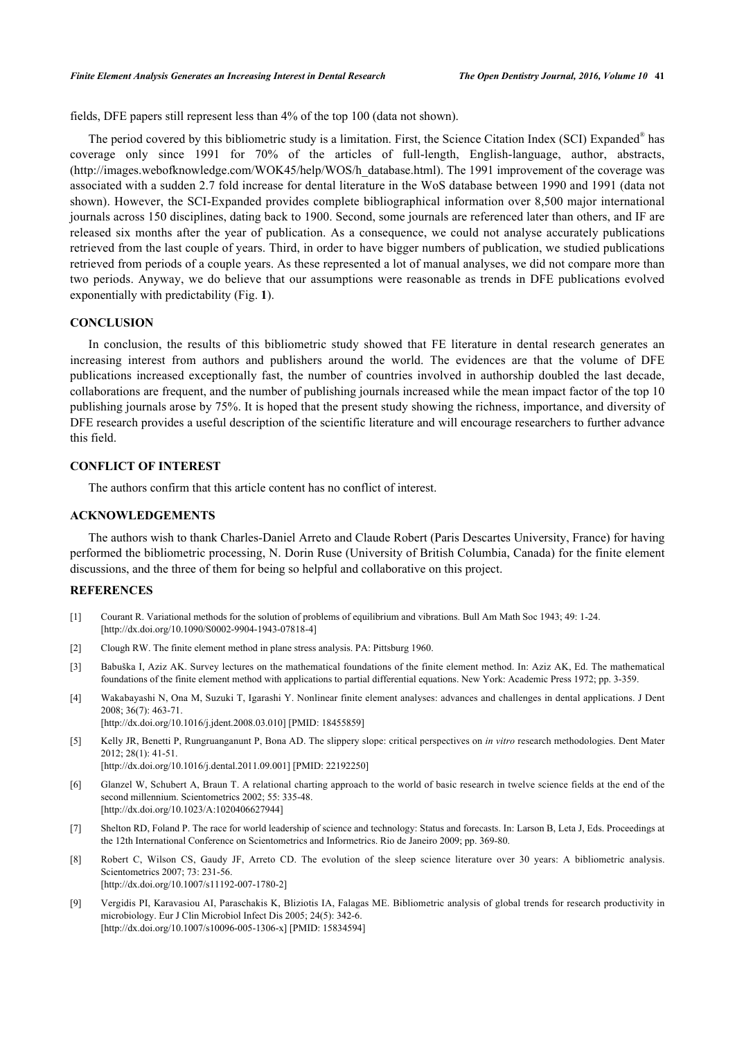fields, DFE papers still represent less than 4% of the top 100 (data not shown).

The period covered by this bibliometric study is a limitation. First, the Science Citation Index (SCI) Expanded® has coverage only since 1991 for 70% of the articles of full-length, English-language, author, abstracts, (http://images.webofknowledge.com/WOK45/help/WOS/h_database.html). The 1991 improvement of the coverage was associated with a sudden 2.7 fold increase for dental literature in the WoS database between 1990 and 1991 (data not shown). However, the SCI-Expanded provides complete bibliographical information over 8,500 major international journals across 150 disciplines, dating back to 1900. Second, some journals are referenced later than others, and IF are released six months after the year of publication. As a consequence, we could not analyse accurately publications retrieved from the last couple of years. Third, in order to have bigger numbers of publication, we studied publications retrieved from periods of a couple years. As these represented a lot of manual analyses, we did not compare more than two periods. Anyway, we do believe that our assumptions were reasonable as trends in DFE publications evolved exponentially with predictability (Fig. **1**).

## CONCLUSION

In conclusion, the results of this bibliometric study showed that FE literature in dental research generates an increasing interest from authors and publishers around the world. The evidences are that the volume of DFE publications increased exceptionally fast, the number of countries involved in authorship doubled the last decade, collaborations are frequent, and the number of publishing journals increased while the mean impact factor of the top 10 publishing journals arose by 75%. It is hoped that the present study showing the richness, importance, and diversity of DFE research provides a useful description of the scientific literature and will encourage researchers to further advance this field.

## CONFLICT OF INTEREST

The authors confirm that this article content has no conflict of interest.

## ACKNOWLEDGEMENTS

The authors wish to thank Charles-Daniel Arreto and Claude Robert (Paris Descartes University, France) for having performed the bibliometric processing, N. Dorin Ruse (University of British Columbia, Canada) for the finite element discussions, and the three of them for being so helpful and collaborative on this project.

## REFERENCES

[1] Courant R. Variational methods for the solution of problems of equilibrium and vibrations. Bull Am Math Soc 1943; 49: 1-24. [http://dx.doi.org/10.1090/S0002-9904-1943-07818-4]

[2] Clough RW. The finite element method in plane stress analysis. PA: Pittsburg 1960.

[3] Babuška I, Aziz AK. Survey lectures on the mathematical foundations of the finite element method. In: Aziz AK, Ed. The mathematical foundations of the finite element method with applications to partial differential equations. New York: Academic Press 1972; pp. 3-359.

[4] Wakabayashi N, Ona M, Suzuki T, Igarashi Y. Nonlinear finite element analyses: advances and challenges in dental applications. J Dent 2008; 36(7): 463-71. [http://dx.doi.org/10.1016/j.jdent.2008.03.010] [PMID: 18455859]

[5] Kelly JR, Benetti P, Rungruanganunt P, Bona AD. The slippery slope: critical perspectives on *in vitro* research methodologies. Dent Mater 2012; 28(1): 41-51. [http://dx.doi.org/10.1016/j.dental.2011.09.001] [PMID: 22192250]

[6] Glanzel W, Schubert A, Braun T. A relational charting approach to the world of basic research in twelve science fields at the end of the second millennium. Scientometrics 2002; 55: 335-48. [http://dx.doi.org/10.1023/A:1020406627944]

[7] Shelton RD, Foland P. The race for world leadership of science and technology: Status and forecasts. In: Larson B, Leta J, Eds. Proceedings at the 12th International Conference on Scientometrics and Informetrics. Rio de Janeiro 2009; pp. 369-80.

[8] Robert C, Wilson CS, Gaudy JF, Arreto CD. The evolution of the sleep science literature over 30 years: A bibliometric analysis. Scientometrics 2007; 73: 231-56. [http://dx.doi.org/10.1007/s11192-007-1780-2]

[9] Vergidis PI, Karavasiou AI, Paraschakis K, Bliziotis IA, Falagas ME. Bibliometric analysis of global trends for research productivity in microbiology. Eur J Clin Microbiol Infect Dis 2005; 24(5): 342-6. [http://dx.doi.org/10.1007/s10096-005-1306-x] [PMID: 15834594]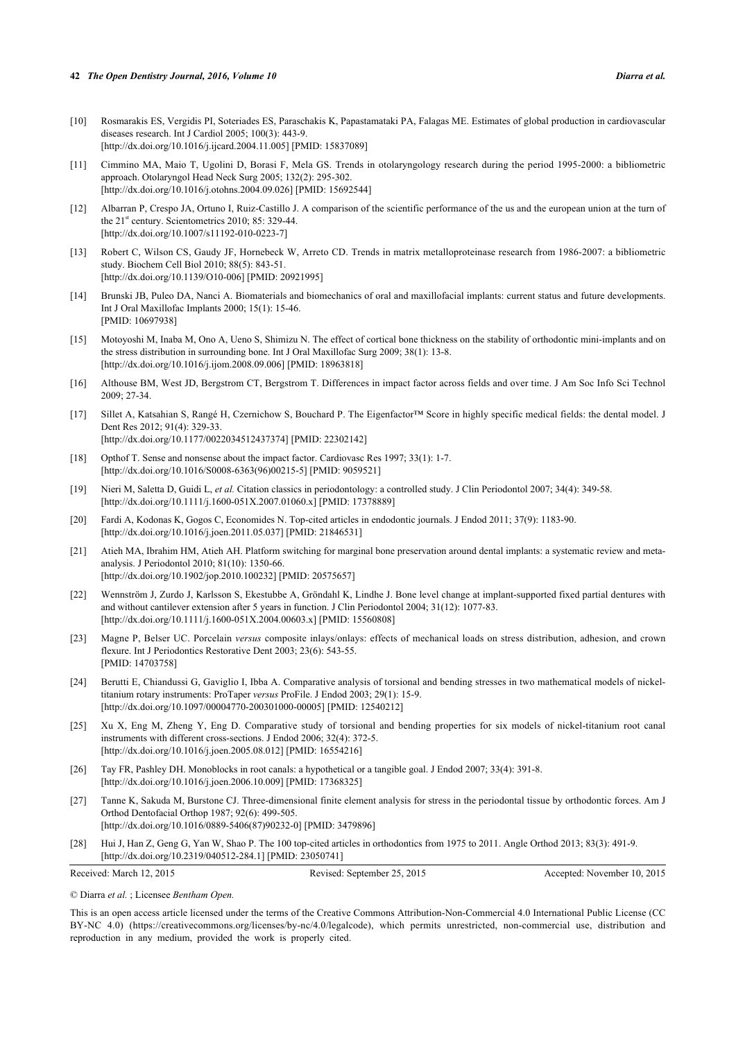[10] Rosmarakis ES, Vergidis PI, Soteriades ES, Paraschakis K, Papastamataki PA, Falagas ME. Estimates of global production in cardiovascular diseases research. Int J Cardiol 2005; 100(3): 443-9.
[http://dx.doi.org/10.1016/j.ijcard.2004.11.005] [PMID: 15837089]

[11] Cimmino MA, Maio T, Ugolini D, Borasi F, Mela GS. Trends in otolaryngology research during the period 1995-2000: a bibliometric approach. Otolaryngol Head Neck Surg 2005; 132(2): 295-302.
[http://dx.doi.org/10.1016/j.otohns.2004.09.026] [PMID: 15692544]

[12] Albarran P, Crespo JA, Ortuno I, Ruiz-Castillo J. A comparison of the scientific performance of the us and the european union at the turn of the 21st century. Scientometrics 2010; 85: 329-44.
[http://dx.doi.org/10.1007/s11192-010-0223-7]

[13] Robert C, Wilson CS, Gaudy JF, Hornebeck W, Arreto CD. Trends in matrix metalloproteinase research from 1986-2007: a bibliometric study. Biochem Cell Biol 2010; 88(5): 843-51.
[http://dx.doi.org/10.1139/O10-006] [PMID: 20921995]

[14] Brunski JB, Puleo DA, Nanci A. Biomaterials and biomechanics of oral and maxillofacial implants: current status and future developments. Int J Oral Maxillofac Implants 2000; 15(1): 15-46.
[PMID: 10697938]

[15] Motoyoshi M, Inaba M, Ono A, Ueno S, Shimizu N. The effect of cortical bone thickness on the stability of orthodontic mini-implants and on the stress distribution in surrounding bone. Int J Oral Maxillofac Surg 2009; 38(1): 13-8.
[http://dx.doi.org/10.1016/j.ijom.2008.09.006] [PMID: 18963818]

[16] Althouse BM, West JD, Bergstrom CT, Bergstrom T. Differences in impact factor across fields and over time. J Am Soc Info Sci Technol 2009; 27-34.

[17] Sillet A, Katsahian S, Rangé H, Czernichow S, Bouchard P. The Eigenfactor™ Score in highly specific medical fields: the dental model. J Dent Res 2012; 91(4): 329-33.
[http://dx.doi.org/10.1177/0022034512437374] [PMID: 22302142]

[18] Opthof T. Sense and nonsense about the impact factor. Cardiovasc Res 1997; 33(1): 1-7.
[http://dx.doi.org/10.1016/S0008-6363(96)00215-5] [PMID: 9059521]

[19] Nieri M, Saletta D, Guidi L, *et al.* Citation classics in periodontology: a controlled study. J Clin Periodontol 2007; 34(4): 349-58.
[http://dx.doi.org/10.1111/j.1600-051X.2007.01060.x] [PMID: 17378889]

[20] Fardi A, Kodonas K, Gogos C, Economides N. Top-cited articles in endodontic journals. J Endod 2011; 37(9): 1183-90.
[http://dx.doi.org/10.1016/j.joen.2011.05.037] [PMID: 21846531]

[21] Atieh MA, Ibrahim HM, Atieh AH. Platform switching for marginal bone preservation around dental implants: a systematic review and meta-analysis. J Periodontol 2010; 81(10): 1350-66.
[http://dx.doi.org/10.1902/jop.2010.100232] [PMID: 20575657]

[22] Wennström J, Zurdo J, Karlsson S, Ekestubbe A, Gröndahl K, Lindhe J. Bone level change at implant-supported fixed partial dentures with and without cantilever extension after 5 years in function. J Clin Periodontol 2004; 31(12): 1077-83.
[http://dx.doi.org/10.1111/j.1600-051X.2004.00603.x] [PMID: 15560808]

[23] Magne P, Belser UC. Porcelain *versus* composite inlays/onlays: effects of mechanical loads on stress distribution, adhesion, and crown flexure. Int J Periodontics Restorative Dent 2003; 23(6): 543-55.
[PMID: 14703758]

[24] Berutti E, Chiandussi G, Gaviglio I, Ibba A. Comparative analysis of torsional and bending stresses in two mathematical models of nickel-titanium rotary instruments: ProTaper *versus* ProFile. J Endod 2003; 29(1): 15-9.
[http://dx.doi.org/10.1097/00004770-200301000-00005] [PMID: 12540212]

[25] Xu X, Eng M, Zheng Y, Eng D. Comparative study of torsional and bending properties for six models of nickel-titanium root canal instruments with different cross-sections. J Endod 2006; 32(4): 372-5.
[http://dx.doi.org/10.1016/j.joen.2005.08.012] [PMID: 16554216]

[26] Tay FR, Pashley DH. Monoblocks in root canals: a hypothetical or a tangible goal. J Endod 2007; 33(4): 391-8.
[http://dx.doi.org/10.1016/j.joen.2006.10.009] [PMID: 17368325]

[27] Tanne K, Sakuda M, Burstone CJ. Three-dimensional finite element analysis for stress in the periodontal tissue by orthodontic forces. Am J Orthod Dentofacial Orthop 1987; 92(6): 499-505.
[http://dx.doi.org/10.1016/0889-5406(87)90232-0] [PMID: 3479896]

[28] Hui J, Han Z, Geng G, Yan W, Shao P. The 100 top-cited articles in orthodontics from 1975 to 2011. Angle Orthod 2013; 83(3): 491-9.
[http://dx.doi.org/10.2319/040512-284.1] [PMID: 23050741]

Received: March 12, 2015 Revised: September 25, 2015 Accepted: November 10, 2015

© Diarra *et al.* ; Licensee *Bentham Open.*

This is an open access article licensed under the terms of the Creative Commons Attribution-Non-Commercial 4.0 International Public License (CC BY-NC 4.0) (https://creativecommons.org/licenses/by-nc/4.0/legalcode), which permits unrestricted, non-commercial use, distribution and reproduction in any medium, provided the work is properly cited.